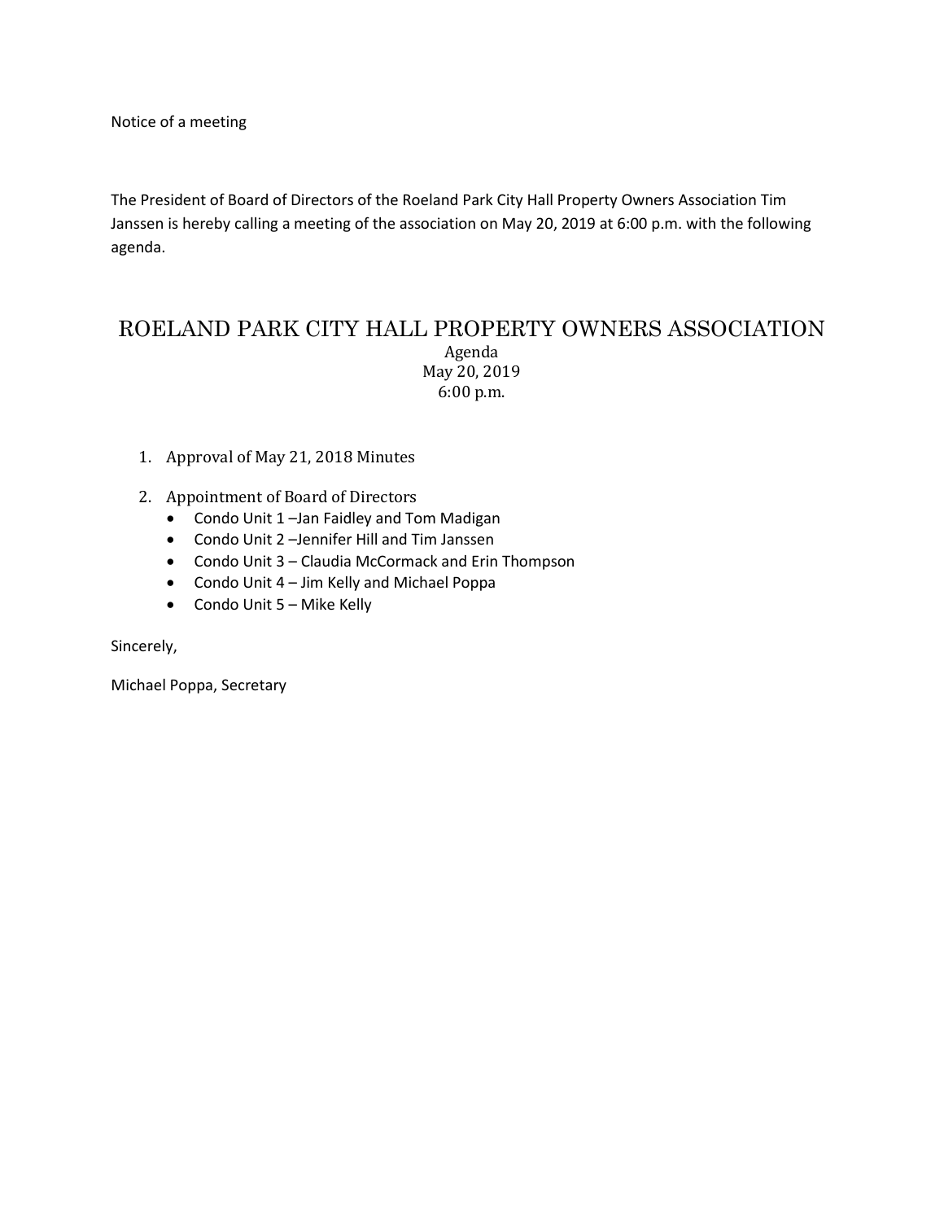Notice of a meeting

The President of Board of Directors of the Roeland Park City Hall Property Owners Association Tim Janssen is hereby calling a meeting of the association on May 20, 2019 at 6:00 p.m. with the following agenda.

# ROELAND PARK CITY HALL PROPERTY OWNERS ASSOCIATION

Agenda
May 20, 2019
6:00 p.m.

1. Approval of May 21, 2018 Minutes

2. Appointment of Board of Directors
   - Condo Unit 1 –Jan Faidley and Tom Madigan
   - Condo Unit 2 –Jennifer Hill and Tim Janssen
   - Condo Unit 3 – Claudia McCormack and Erin Thompson
   - Condo Unit 4 – Jim Kelly and Michael Poppa
   - Condo Unit 5 – Mike Kelly

Sincerely,

Michael Poppa, Secretary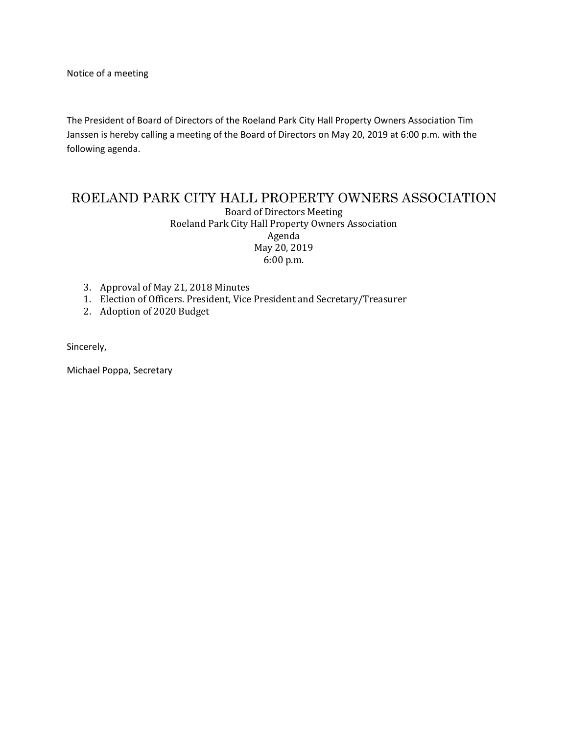Notice of a meeting

The President of Board of Directors of the Roeland Park City Hall Property Owners Association Tim Janssen is hereby calling a meeting of the Board of Directors on May 20, 2019 at 6:00 p.m. with the following agenda.

# ROELAND PARK CITY HALL PROPERTY OWNERS ASSOCIATION

Board of Directors Meeting
Roeland Park City Hall Property Owners Association
Agenda
May 20, 2019
6:00 p.m.

3. Approval of May 21, 2018 Minutes
1. Election of Officers. President, Vice President and Secretary/Treasurer
2. Adoption of 2020 Budget

Sincerely,

Michael Poppa, Secretary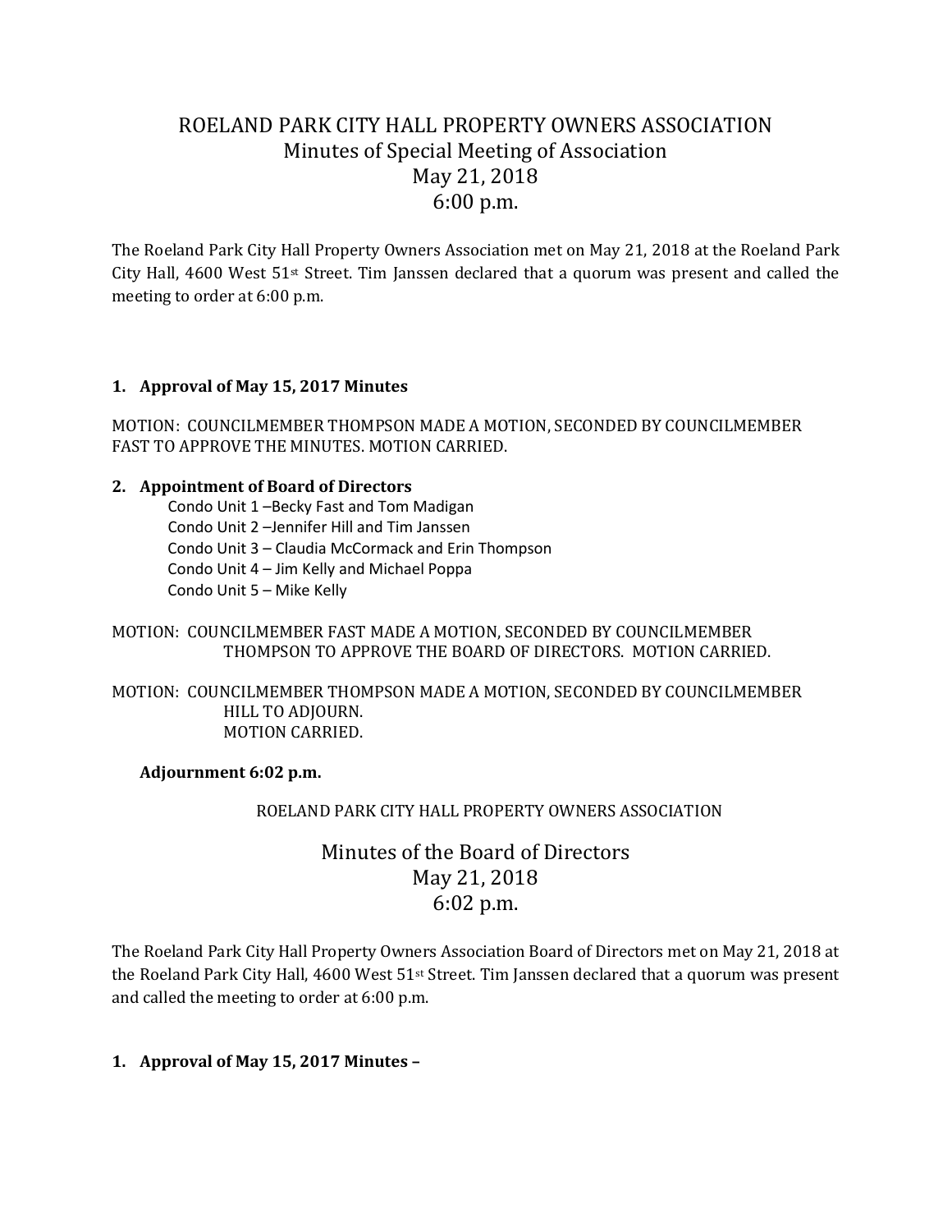# ROELAND PARK CITY HALL PROPERTY OWNERS ASSOCIATION
## Minutes of Special Meeting of Association
## May 21, 2018
## 6:00 p.m.

The Roeland Park City Hall Property Owners Association met on May 21, 2018 at the Roeland Park City Hall, 4600 West 51st Street. Tim Janssen declared that a quorum was present and called the meeting to order at 6:00 p.m.

**1. Approval of May 15, 2017 Minutes**

MOTION: COUNCILMEMBER THOMPSON MADE A MOTION, SECONDED BY COUNCILMEMBER FAST TO APPROVE THE MINUTES. MOTION CARRIED.

**2. Appointment of Board of Directors**

Condo Unit 1 –Becky Fast and Tom Madigan
Condo Unit 2 –Jennifer Hill and Tim Janssen
Condo Unit 3 – Claudia McCormack and Erin Thompson
Condo Unit 4 – Jim Kelly and Michael Poppa
Condo Unit 5 – Mike Kelly

MOTION: COUNCILMEMBER FAST MADE A MOTION, SECONDED BY COUNCILMEMBER THOMPSON TO APPROVE THE BOARD OF DIRECTORS. MOTION CARRIED.

MOTION: COUNCILMEMBER THOMPSON MADE A MOTION, SECONDED BY COUNCILMEMBER HILL TO ADJOURN.
MOTION CARRIED.

**Adjournment 6:02 p.m.**

ROELAND PARK CITY HALL PROPERTY OWNERS ASSOCIATION

## Minutes of the Board of Directors
## May 21, 2018
## 6:02 p.m.

The Roeland Park City Hall Property Owners Association Board of Directors met on May 21, 2018 at the Roeland Park City Hall, 4600 West 51st Street. Tim Janssen declared that a quorum was present and called the meeting to order at 6:00 p.m.

**1. Approval of May 15, 2017 Minutes –**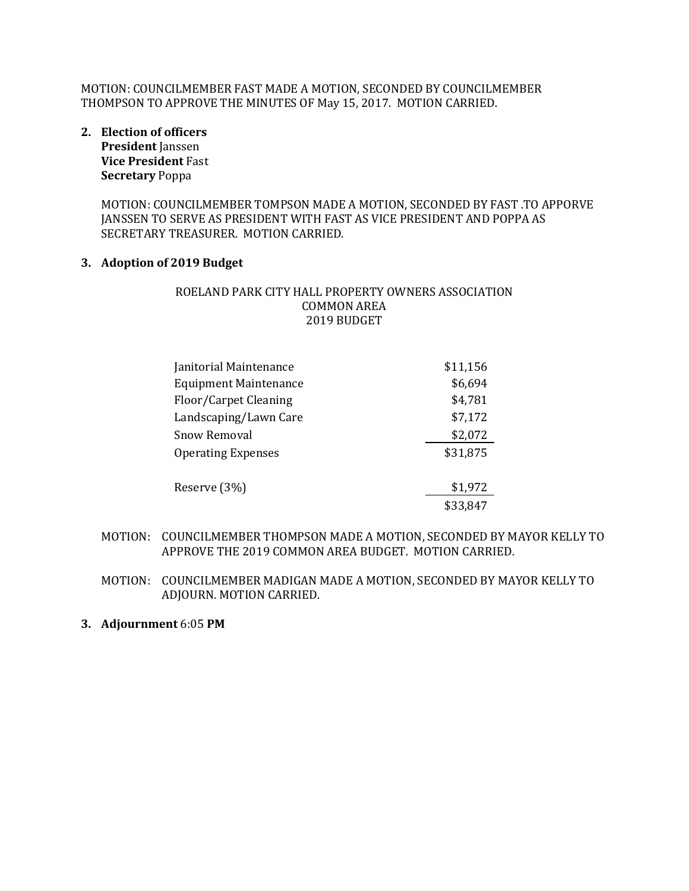MOTION: COUNCILMEMBER FAST MADE A MOTION, SECONDED BY COUNCILMEMBER THOMPSON TO APPROVE THE MINUTES OF May 15, 2017. MOTION CARRIED.

2. **Election of officers**
   **President** Janssen
   **Vice President** Fast
   **Secretary** Poppa

   MOTION: COUNCILMEMBER TOMPSON MADE A MOTION, SECONDED BY FAST .TO APPORVE JANSSEN TO SERVE AS PRESIDENT WITH FAST AS VICE PRESIDENT AND POPPA AS SECRETARY TREASURER. MOTION CARRIED.

3. **Adoption of 2019 Budget**

ROELAND PARK CITY HALL PROPERTY OWNERS ASSOCIATION
COMMON AREA
2019 BUDGET

| | |
|---|---|
| Janitorial Maintenance | $11,156 |
| Equipment Maintenance | $6,694 |
| Floor/Carpet Cleaning | $4,781 |
| Landscaping/Lawn Care | $7,172 |
| Snow Removal | $2,072 |
| Operating Expenses | $31,875 |
| Reserve (3%) | $1,972 |
| | $33,847 |

MOTION: COUNCILMEMBER THOMPSON MADE A MOTION, SECONDED BY MAYOR KELLY TO APPROVE THE 2019 COMMON AREA BUDGET. MOTION CARRIED.

MOTION: COUNCILMEMBER MADIGAN MADE A MOTION, SECONDED BY MAYOR KELLY TO ADJOURN. MOTION CARRIED.

3. **Adjournment** 6:05 **PM**